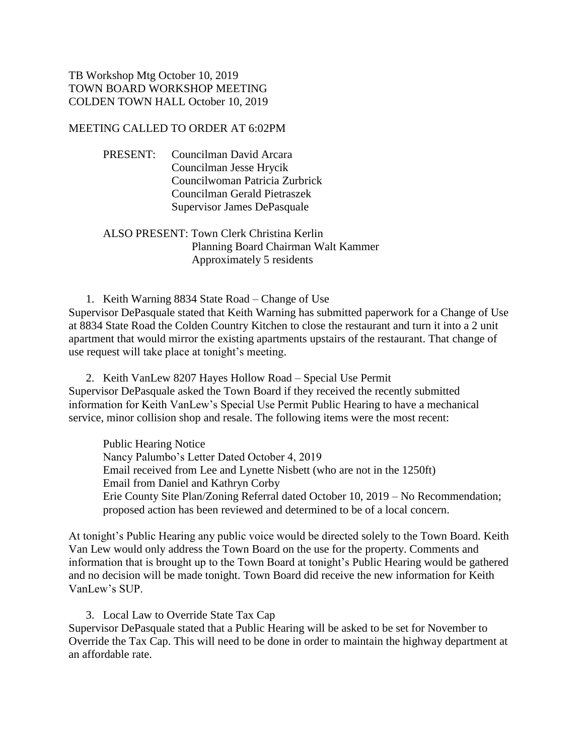TB Workshop Mtg October 10, 2019
TOWN BOARD WORKSHOP MEETING
COLDEN TOWN HALL October 10, 2019

MEETING CALLED TO ORDER AT 6:02PM

PRESENT: Councilman David Arcara
Councilman Jesse Hrycik
Councilwoman Patricia Zurbrick
Councilman Gerald Pietraszek
Supervisor James DePasquale

ALSO PRESENT: Town Clerk Christina Kerlin
Planning Board Chairman Walt Kammer
Approximately 5 residents

1. Keith Warning 8834 State Road – Change of Use

Supervisor DePasquale stated that Keith Warning has submitted paperwork for a Change of Use at 8834 State Road the Colden Country Kitchen to close the restaurant and turn it into a 2 unit apartment that would mirror the existing apartments upstairs of the restaurant. That change of use request will take place at tonight's meeting.

2. Keith VanLew 8207 Hayes Hollow Road – Special Use Permit

Supervisor DePasquale asked the Town Board if they received the recently submitted information for Keith VanLew's Special Use Permit Public Hearing to have a mechanical service, minor collision shop and resale. The following items were the most recent:

Public Hearing Notice
Nancy Palumbo's Letter Dated October 4, 2019
Email received from Lee and Lynette Nisbett (who are not in the 1250ft)
Email from Daniel and Kathryn Corby
Erie County Site Plan/Zoning Referral dated October 10, 2019 – No Recommendation; proposed action has been reviewed and determined to be of a local concern.

At tonight's Public Hearing any public voice would be directed solely to the Town Board. Keith Van Lew would only address the Town Board on the use for the property. Comments and information that is brought up to the Town Board at tonight's Public Hearing would be gathered and no decision will be made tonight. Town Board did receive the new information for Keith VanLew's SUP.

3. Local Law to Override State Tax Cap

Supervisor DePasquale stated that a Public Hearing will be asked to be set for November to Override the Tax Cap. This will need to be done in order to maintain the highway department at an affordable rate.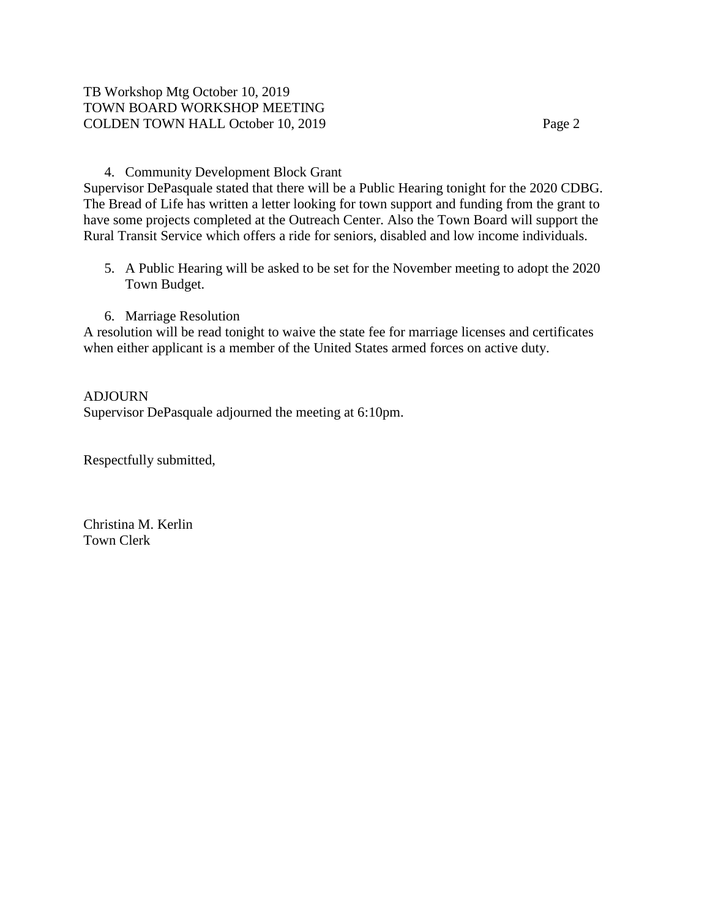4. Community Development Block Grant

Supervisor DePasquale stated that there will be a Public Hearing tonight for the 2020 CDBG. The Bread of Life has written a letter looking for town support and funding from the grant to have some projects completed at the Outreach Center. Also the Town Board will support the Rural Transit Service which offers a ride for seniors, disabled and low income individuals.

5. A Public Hearing will be asked to be set for the November meeting to adopt the 2020 Town Budget.

6. Marriage Resolution

A resolution will be read tonight to waive the state fee for marriage licenses and certificates when either applicant is a member of the United States armed forces on active duty.

ADJOURN

Supervisor DePasquale adjourned the meeting at 6:10pm.

Respectfully submitted,

Christina M. Kerlin
Town Clerk